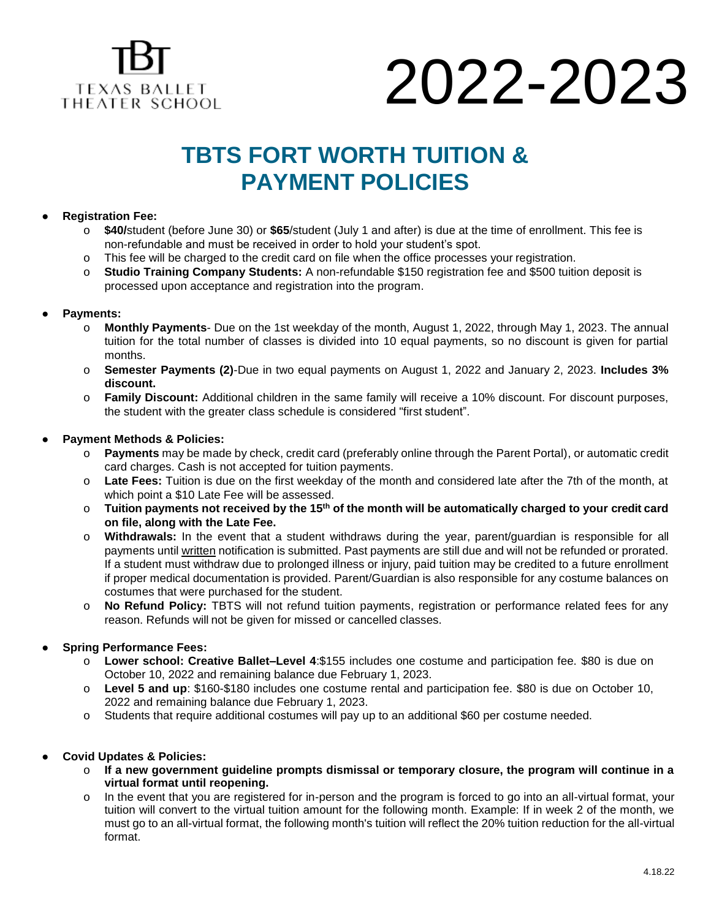TBT
TEXAS BALLET
THEATER SCHOOL

# 2022-2023

## TBTS FORT WORTH TUITION & PAYMENT POLICIES

- **Registration Fee:**
  - **$40/**student (before June 30) or **$65**/student (July 1 and after) is due at the time of enrollment. This fee is non-refundable and must be received in order to hold your student's spot.
  - This fee will be charged to the credit card on file when the office processes your registration.
  - **Studio Training Company Students:** A non-refundable $150 registration fee and $500 tuition deposit is processed upon acceptance and registration into the program.

- **Payments:**
  - **Monthly Payments**- Due on the 1st weekday of the month, August 1, 2022, through May 1, 2023. The annual tuition for the total number of classes is divided into 10 equal payments, so no discount is given for partial months.
  - **Semester Payments (2)**-Due in two equal payments on August 1, 2022 and January 2, 2023. **Includes 3% discount.**
  - **Family Discount:** Additional children in the same family will receive a 10% discount. For discount purposes, the student with the greater class schedule is considered "first student".

- **Payment Methods & Policies:**
  - **Payments** may be made by check, credit card (preferably online through the Parent Portal), or automatic credit card charges. Cash is not accepted for tuition payments.
  - **Late Fees:** Tuition is due on the first weekday of the month and considered late after the 7th of the month, at which point a $10 Late Fee will be assessed.
  - **Tuition payments not received by the 15th of the month will be automatically charged to your credit card on file, along with the Late Fee.**
  - **Withdrawals:** In the event that a student withdraws during the year, parent/guardian is responsible for all payments until written notification is submitted. Past payments are still due and will not be refunded or prorated. If a student must withdraw due to prolonged illness or injury, paid tuition may be credited to a future enrollment if proper medical documentation is provided. Parent/Guardian is also responsible for any costume balances on costumes that were purchased for the student.
  - **No Refund Policy:** TBTS will not refund tuition payments, registration or performance related fees for any reason. Refunds will not be given for missed or cancelled classes.

- **Spring Performance Fees:**
  - **Lower school: Creative Ballet–Level 4**:$155 includes one costume and participation fee. $80 is due on October 10, 2022 and remaining balance due February 1, 2023.
  - **Level 5 and up**: $160-$180 includes one costume rental and participation fee. $80 is due on October 10, 2022 and remaining balance due February 1, 2023.
  - Students that require additional costumes will pay up to an additional $60 per costume needed.

- **Covid Updates & Policies:**
  - **If a new government guideline prompts dismissal or temporary closure, the program will continue in a virtual format until reopening.**
  - In the event that you are registered for in-person and the program is forced to go into an all-virtual format, your tuition will convert to the virtual tuition amount for the following month. Example: If in week 2 of the month, we must go to an all-virtual format, the following month's tuition will reflect the 20% tuition reduction for the all-virtual format.

4.18.22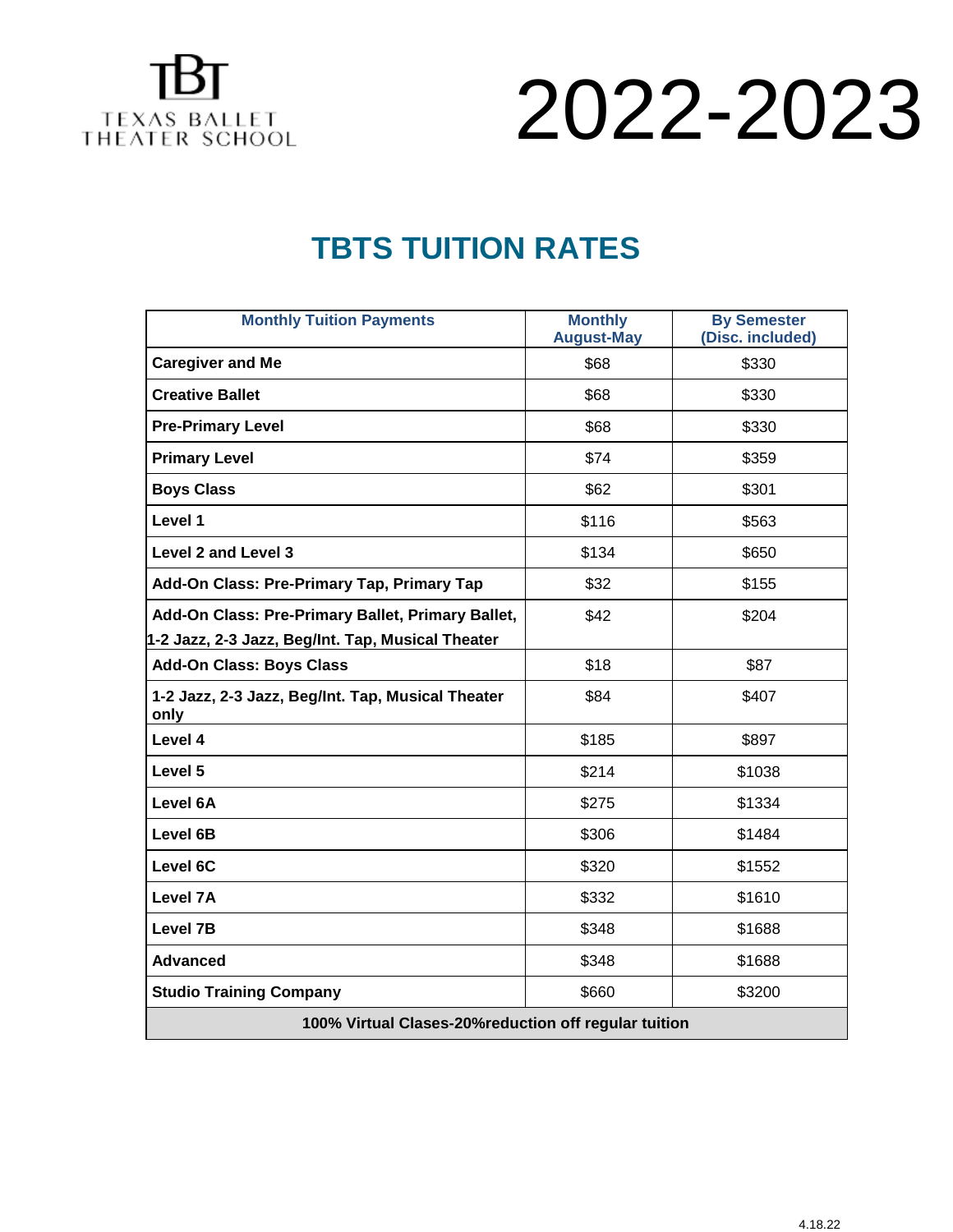TBT
TEXAS BALLET THEATER SCHOOL

# 2022-2023

## TBTS TUITION RATES

| Monthly Tuition Payments | Monthly August-May | By Semester (Disc. included) |
|---|---|---|
| **Caregiver and Me** | $68 | $330 |
| **Creative Ballet** | $68 | $330 |
| **Pre-Primary Level** | $68 | $330 |
| **Primary Level** | $74 | $359 |
| **Boys Class** | $62 | $301 |
| **Level 1** | $116 | $563 |
| **Level 2 and Level 3** | $134 | $650 |
| **Add-On Class: Pre-Primary Tap, Primary Tap** | $32 | $155 |
| **Add-On Class: Pre-Primary Ballet, Primary Ballet, 1-2 Jazz, 2-3 Jazz, Beg/Int. Tap, Musical Theater** | $42 | $204 |
| **Add-On Class: Boys Class** | $18 | $87 |
| **1-2 Jazz, 2-3 Jazz, Beg/Int. Tap, Musical Theater only** | $84 | $407 |
| **Level 4** | $185 | $897 |
| **Level 5** | $214 | $1038 |
| **Level 6A** | $275 | $1334 |
| **Level 6B** | $306 | $1484 |
| **Level 6C** | $320 | $1552 |
| **Level 7A** | $332 | $1610 |
| **Level 7B** | $348 | $1688 |
| **Advanced** | $348 | $1688 |
| **Studio Training Company** | $660 | $3200 |
| **100% Virtual Clases-20%reduction off regular tuition** | | |

4.18.22